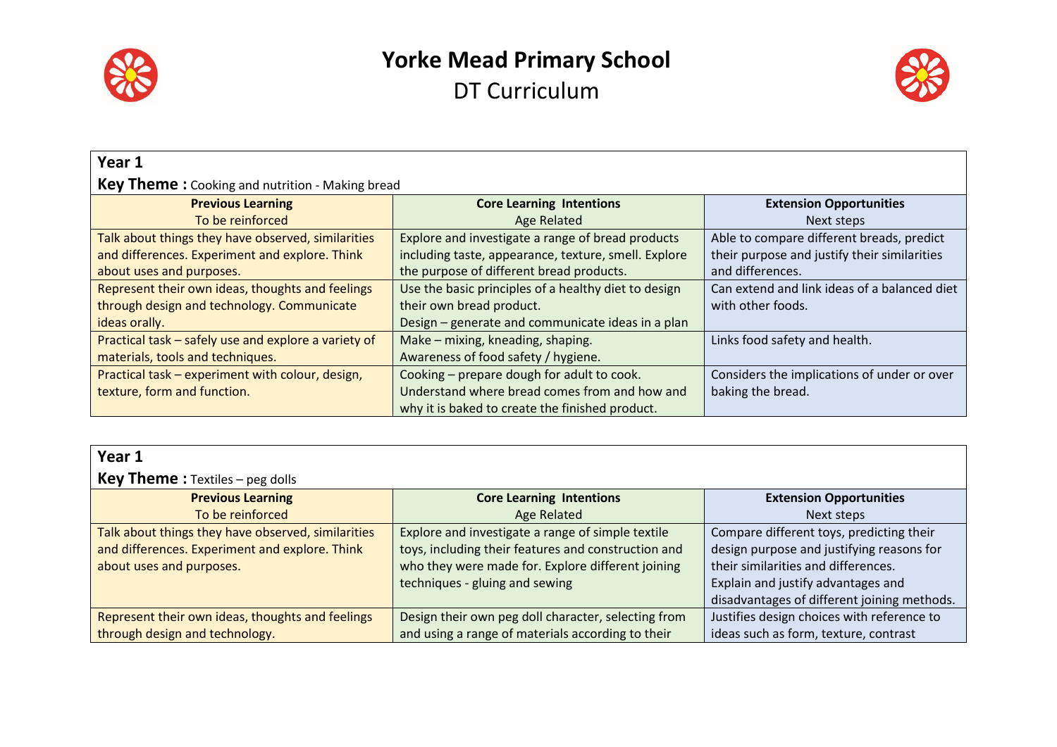# Yorke Mead Primary School

## DT Curriculum

**Year 1**

**Key Theme :** Cooking and nutrition - Making bread

| **Previous Learning**<br>To be reinforced | **Core Learning Intentions**<br>Age Related | **Extension Opportunities**<br>Next steps |
|---|---|---|
| Talk about things they have observed, similarities and differences. Experiment and explore. Think about uses and purposes. | Explore and investigate a range of bread products including taste, appearance, texture, smell. Explore the purpose of different bread products. | Able to compare different breads, predict their purpose and justify their similarities and differences. |
| Represent their own ideas, thoughts and feelings through design and technology. Communicate ideas orally. | Use the basic principles of a healthy diet to design their own bread product.<br>Design – generate and communicate ideas in a plan | Can extend and link ideas of a balanced diet with other foods. |
| Practical task – safely use and explore a variety of materials, tools and techniques. | Make – mixing, kneading, shaping.<br>Awareness of food safety / hygiene. | Links food safety and health. |
| Practical task – experiment with colour, design, texture, form and function. | Cooking – prepare dough for adult to cook.<br>Understand where bread comes from and how and why it is baked to create the finished product. | Considers the implications of under or over baking the bread. |

**Year 1**

**Key Theme :** Textiles – peg dolls

| **Previous Learning**<br>To be reinforced | **Core Learning Intentions**<br>Age Related | **Extension Opportunities**<br>Next steps |
|---|---|---|
| Talk about things they have observed, similarities and differences. Experiment and explore. Think about uses and purposes. | Explore and investigate a range of simple textile toys, including their features and construction and who they were made for. Explore different joining techniques - gluing and sewing | Compare different toys, predicting their design purpose and justifying reasons for their similarities and differences.<br>Explain and justify advantages and disadvantages of different joining methods. |
| Represent their own ideas, thoughts and feelings through design and technology. | Design their own peg doll character, selecting from and using a range of materials according to their | Justifies design choices with reference to ideas such as form, texture, contrast |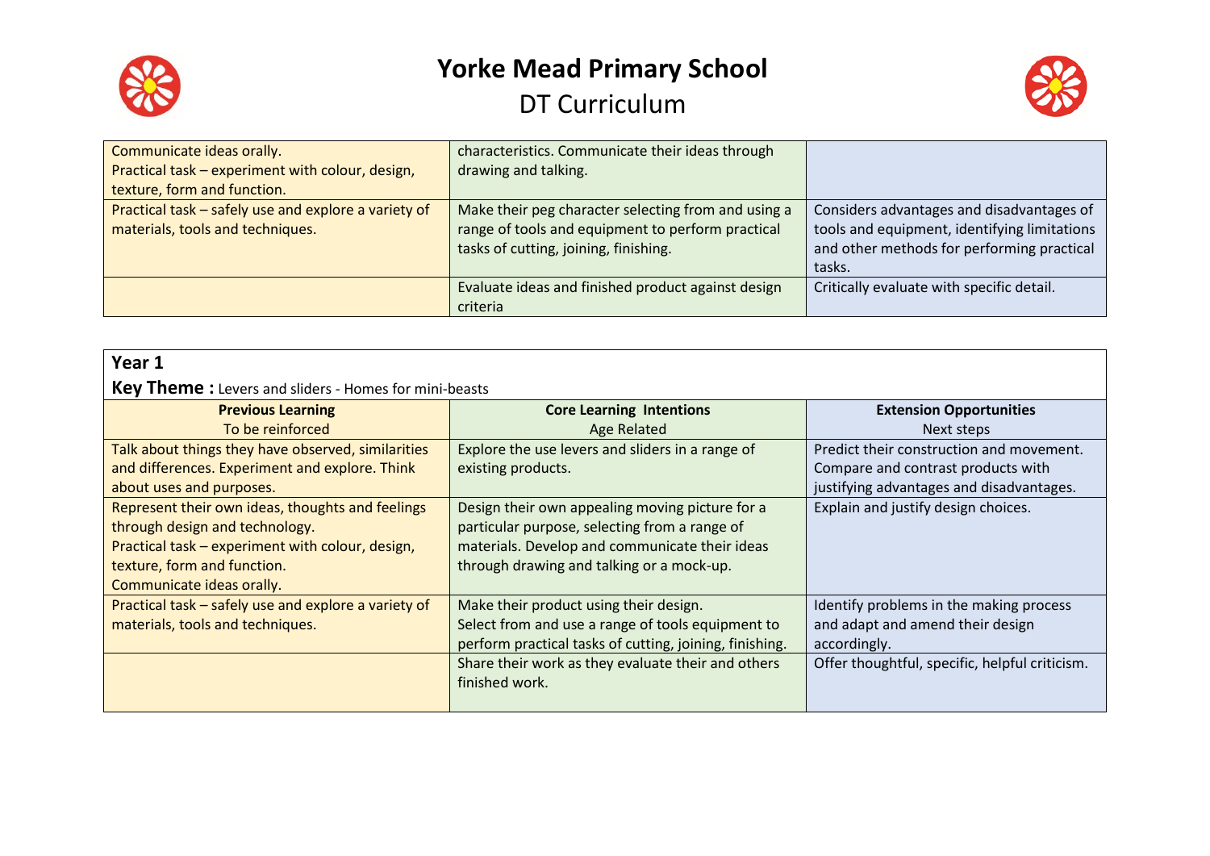| | | |
|---|---|---|
| Communicate ideas orally.<br>Practical task – experiment with colour, design, texture, form and function. | characteristics. Communicate their ideas through drawing and talking. | |
| Practical task – safely use and explore a variety of materials, tools and techniques. | Make their peg character selecting from and using a range of tools and equipment to perform practical tasks of cutting, joining, finishing. | Considers advantages and disadvantages of tools and equipment, identifying limitations and other methods for performing practical tasks. |
| | Evaluate ideas and finished product against design criteria | Critically evaluate with specific detail. |

**Year 1**

**Key Theme :** Levers and sliders - Homes for mini-beasts

| **Previous Learning**<br>To be reinforced | **Core Learning Intentions**<br>Age Related | **Extension Opportunities**<br>Next steps |
|---|---|---|
| Talk about things they have observed, similarities and differences. Experiment and explore. Think about uses and purposes. | Explore the use levers and sliders in a range of existing products. | Predict their construction and movement. Compare and contrast products with justifying advantages and disadvantages. |
| Represent their own ideas, thoughts and feelings through design and technology.<br>Practical task – experiment with colour, design, texture, form and function.<br>Communicate ideas orally. | Design their own appealing moving picture for a particular purpose, selecting from a range of materials. Develop and communicate their ideas through drawing and talking or a mock-up. | Explain and justify design choices. |
| Practical task – safely use and explore a variety of materials, tools and techniques. | Make their product using their design.<br>Select from and use a range of tools equipment to perform practical tasks of cutting, joining, finishing. | Identify problems in the making process and adapt and amend their design accordingly. |
| | Share their work as they evaluate their and others finished work. | Offer thoughtful, specific, helpful criticism. |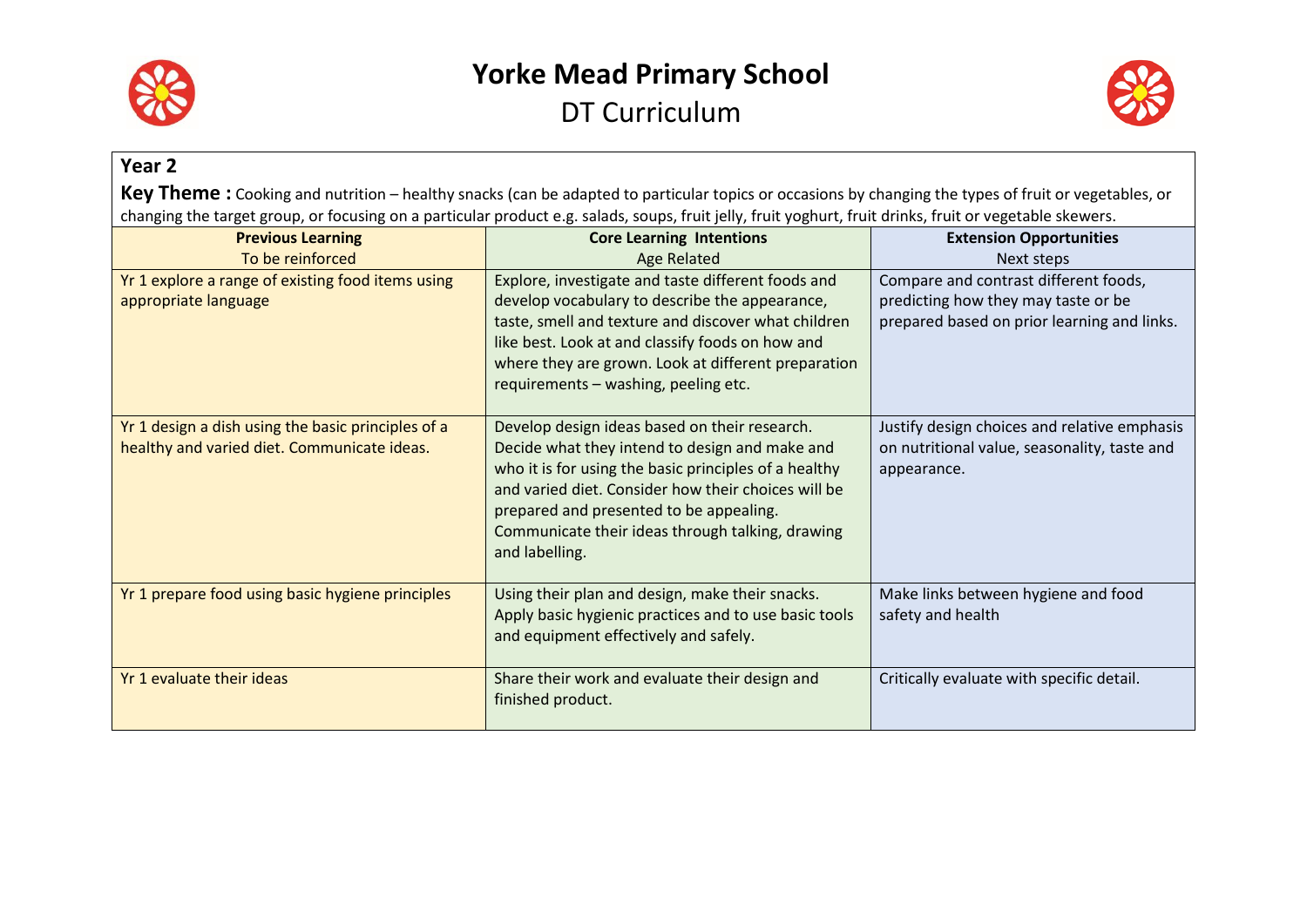# Yorke Mead Primary School

## DT Curriculum

### Year 2

**Key Theme :** Cooking and nutrition – healthy snacks (can be adapted to particular topics or occasions by changing the types of fruit or vegetables, or changing the target group, or focusing on a particular product e.g. salads, soups, fruit jelly, fruit yoghurt, fruit drinks, fruit or vegetable skewers.

| **Previous Learning** To be reinforced | **Core Learning Intentions** Age Related | **Extension Opportunities** Next steps |
|---|---|---|
| Yr 1 explore a range of existing food items using appropriate language | Explore, investigate and taste different foods and develop vocabulary to describe the appearance, taste, smell and texture and discover what children like best. Look at and classify foods on how and where they are grown. Look at different preparation requirements – washing, peeling etc. | Compare and contrast different foods, predicting how they may taste or be prepared based on prior learning and links. |
| Yr 1 design a dish using the basic principles of a healthy and varied diet. Communicate ideas. | Develop design ideas based on their research. Decide what they intend to design and make and who it is for using the basic principles of a healthy and varied diet. Consider how their choices will be prepared and presented to be appealing. Communicate their ideas through talking, drawing and labelling. | Justify design choices and relative emphasis on nutritional value, seasonality, taste and appearance. |
| Yr 1 prepare food using basic hygiene principles | Using their plan and design, make their snacks. Apply basic hygienic practices and to use basic tools and equipment effectively and safely. | Make links between hygiene and food safety and health |
| Yr 1 evaluate their ideas | Share their work and evaluate their design and finished product. | Critically evaluate with specific detail. |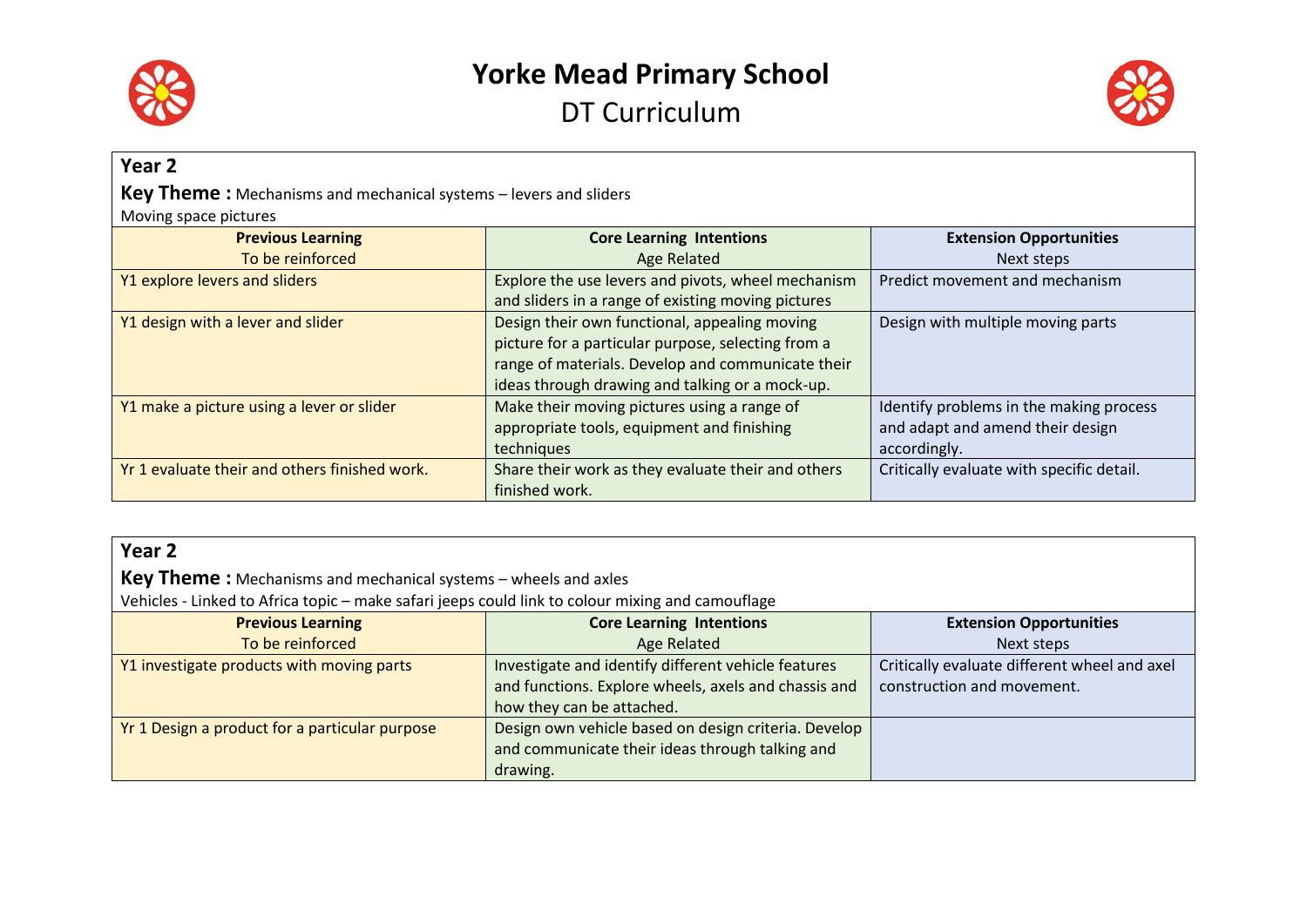# Yorke Mead Primary School

## DT Curriculum

### Year 2

**Key Theme :** Mechanisms and mechanical systems – levers and sliders

Moving space pictures

| **Previous Learning**<br>To be reinforced | **Core Learning Intentions**<br>Age Related | **Extension Opportunities**<br>Next steps |
|---|---|---|
| Y1 explore levers and sliders | Explore the use levers and pivots, wheel mechanism and sliders in a range of existing moving pictures | Predict movement and mechanism |
| Y1 design with a lever and slider | Design their own functional, appealing moving picture for a particular purpose, selecting from a range of materials. Develop and communicate their ideas through drawing and talking or a mock-up. | Design with multiple moving parts |
| Y1 make a picture using a lever or slider | Make their moving pictures using a range of appropriate tools, equipment and finishing techniques | Identify problems in the making process and adapt and amend their design accordingly. |
| Yr 1 evaluate their and others finished work. | Share their work as they evaluate their and others finished work. | Critically evaluate with specific detail. |

### Year 2

**Key Theme :** Mechanisms and mechanical systems – wheels and axles

Vehicles - Linked to Africa topic – make safari jeeps could link to colour mixing and camouflage

| **Previous Learning**<br>To be reinforced | **Core Learning Intentions**<br>Age Related | **Extension Opportunities**<br>Next steps |
|---|---|---|
| Y1 investigate products with moving parts | Investigate and identify different vehicle features and functions. Explore wheels, axels and chassis and how they can be attached. | Critically evaluate different wheel and axel construction and movement. |
| Yr 1 Design a product for a particular purpose | Design own vehicle based on design criteria. Develop and communicate their ideas through talking and drawing. | |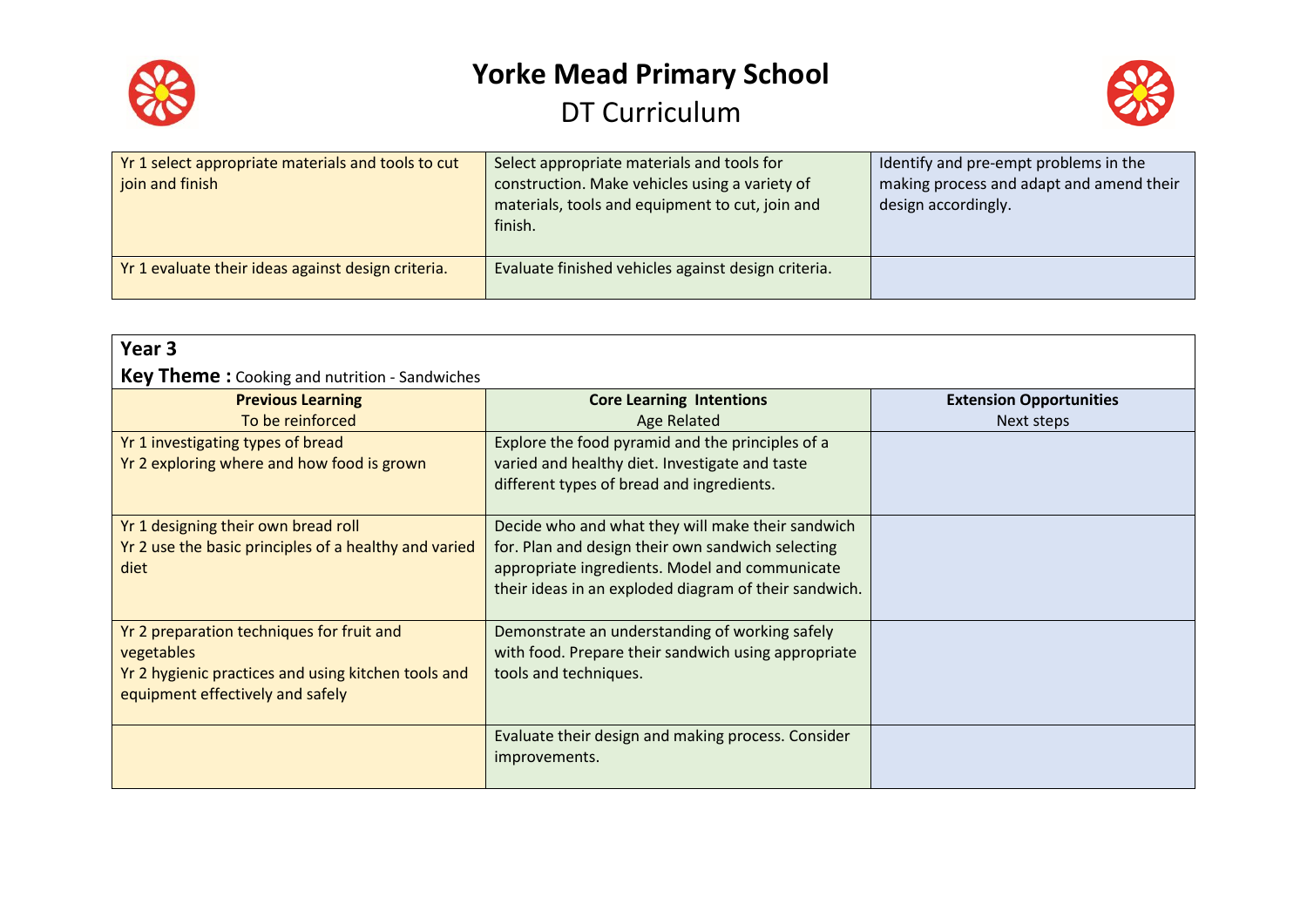| | | |
|---|---|---|
| Yr 1 select appropriate materials and tools to cut join and finish | Select appropriate materials and tools for construction. Make vehicles using a variety of materials, tools and equipment to cut, join and finish. | Identify and pre-empt problems in the making process and adapt and amend their design accordingly. |
| Yr 1 evaluate their ideas against design criteria. | Evaluate finished vehicles against design criteria. | |

## Year 3

**Key Theme :** Cooking and nutrition - Sandwiches

| **Previous Learning** To be reinforced | **Core Learning Intentions** Age Related | **Extension Opportunities** Next steps |
|---|---|---|
| Yr 1 investigating types of bread<br>Yr 2 exploring where and how food is grown | Explore the food pyramid and the principles of a varied and healthy diet. Investigate and taste different types of bread and ingredients. | |
| Yr 1 designing their own bread roll<br>Yr 2 use the basic principles of a healthy and varied diet | Decide who and what they will make their sandwich for. Plan and design their own sandwich selecting appropriate ingredients. Model and communicate their ideas in an exploded diagram of their sandwich. | |
| Yr 2 preparation techniques for fruit and vegetables<br>Yr 2 hygienic practices and using kitchen tools and equipment effectively and safely | Demonstrate an understanding of working safely with food. Prepare their sandwich using appropriate tools and techniques. | |
| | Evaluate their design and making process. Consider improvements. | |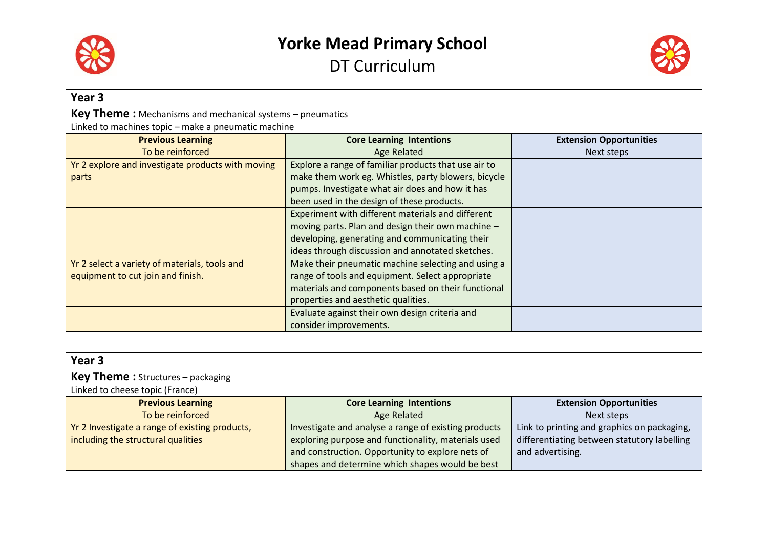# Yorke Mead Primary School

## DT Curriculum

**Year 3**

**Key Theme :** Mechanisms and mechanical systems – pneumatics

Linked to machines topic – make a pneumatic machine

| **Previous Learning**<br>To be reinforced | **Core Learning Intentions**<br>Age Related | **Extension Opportunities**<br>Next steps |
|---|---|---|
| Yr 2 explore and investigate products with moving parts | Explore a range of familiar products that use air to make them work eg. Whistles, party blowers, bicycle pumps. Investigate what air does and how it has been used in the design of these products. | |
| | Experiment with different materials and different moving parts. Plan and design their own machine – developing, generating and communicating their ideas through discussion and annotated sketches. | |
| Yr 2 select a variety of materials, tools and equipment to cut join and finish. | Make their pneumatic machine selecting and using a range of tools and equipment. Select appropriate materials and components based on their functional properties and aesthetic qualities. | |
| | Evaluate against their own design criteria and consider improvements. | |

**Year 3**

**Key Theme :** Structures – packaging

Linked to cheese topic (France)

| **Previous Learning**<br>To be reinforced | **Core Learning Intentions**<br>Age Related | **Extension Opportunities**<br>Next steps |
|---|---|---|
| Yr 2 Investigate a range of existing products, including the structural qualities | Investigate and analyse a range of existing products exploring purpose and functionality, materials used and construction. Opportunity to explore nets of shapes and determine which shapes would be best | Link to printing and graphics on packaging, differentiating between statutory labelling and advertising. |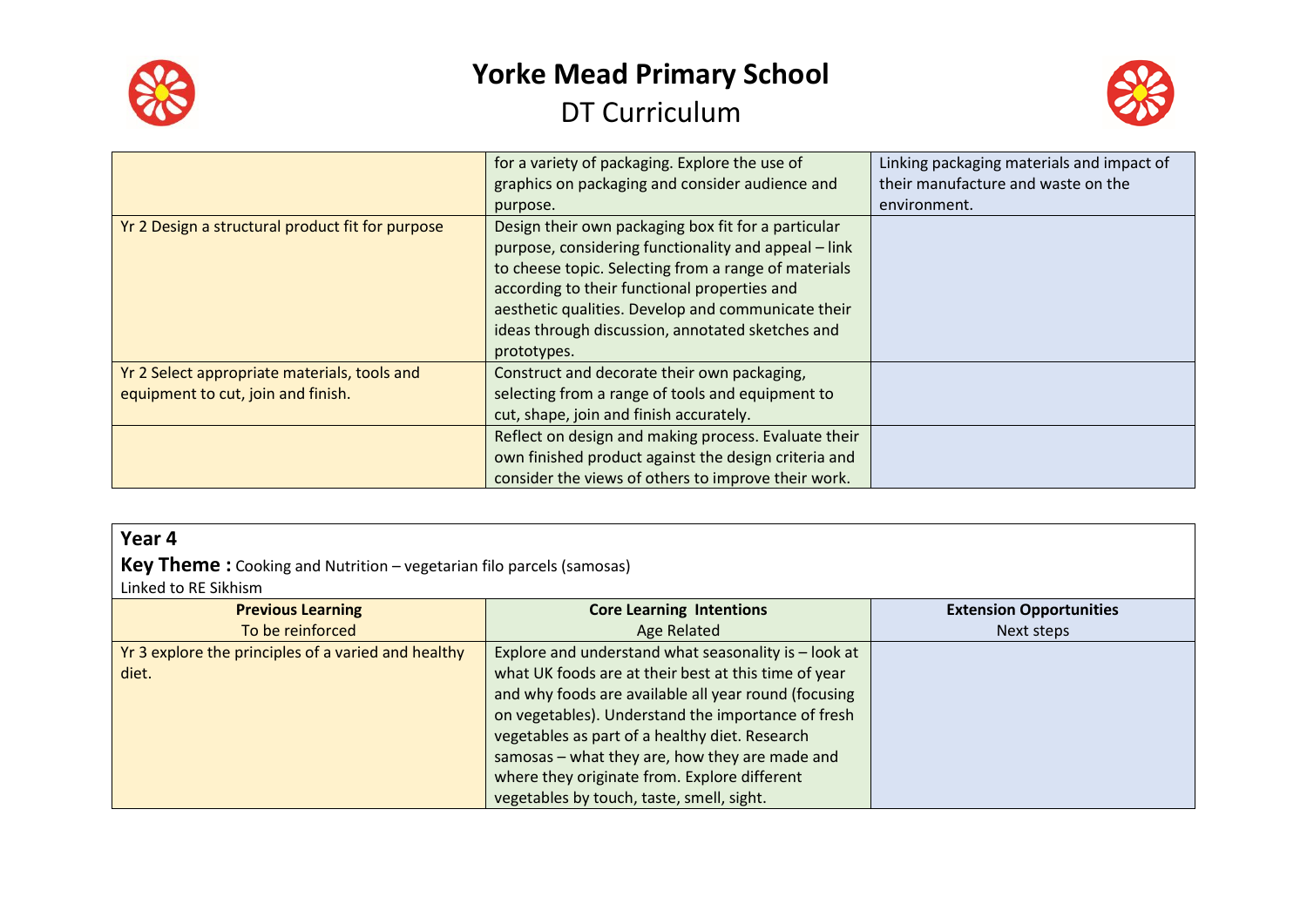| | | |
|---|---|---|
| | for a variety of packaging. Explore the use of graphics on packaging and consider audience and purpose. | Linking packaging materials and impact of their manufacture and waste on the environment. |
| Yr 2 Design a structural product fit for purpose | Design their own packaging box fit for a particular purpose, considering functionality and appeal – link to cheese topic. Selecting from a range of materials according to their functional properties and aesthetic qualities. Develop and communicate their ideas through discussion, annotated sketches and prototypes. | |
| Yr 2 Select appropriate materials, tools and equipment to cut, join and finish. | Construct and decorate their own packaging, selecting from a range of tools and equipment to cut, shape, join and finish accurately. | |
| | Reflect on design and making process. Evaluate their own finished product against the design criteria and consider the views of others to improve their work. | |

**Year 4**

**Key Theme :** Cooking and Nutrition – vegetarian filo parcels (samosas)

Linked to RE Sikhism

| **Previous Learning** To be reinforced | **Core Learning Intentions** Age Related | **Extension Opportunities** Next steps |
|---|---|---|
| Yr 3 explore the principles of a varied and healthy diet. | Explore and understand what seasonality is – look at what UK foods are at their best at this time of year and why foods are available all year round (focusing on vegetables). Understand the importance of fresh vegetables as part of a healthy diet. Research samosas – what they are, how they are made and where they originate from. Explore different vegetables by touch, taste, smell, sight. | |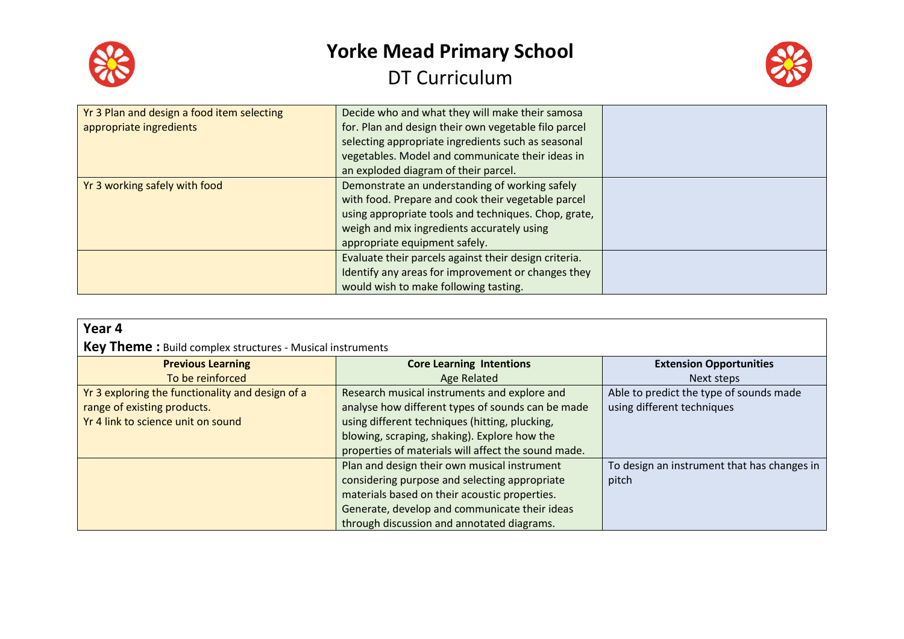# Yorke Mead Primary School

## DT Curriculum

| | | |
|---|---|---|
| Yr 3 Plan and design a food item selecting appropriate ingredients | Decide who and what they will make their samosa for. Plan and design their own vegetable filo parcel selecting appropriate ingredients such as seasonal vegetables. Model and communicate their ideas in an exploded diagram of their parcel. | |
| Yr 3 working safely with food | Demonstrate an understanding of working safely with food. Prepare and cook their vegetable parcel using appropriate tools and techniques. Chop, grate, weigh and mix ingredients accurately using appropriate equipment safely. | |
| | Evaluate their parcels against their design criteria. Identify any areas for improvement or changes they would wish to make following tasting. | |

**Year 4**

**Key Theme :** Build complex structures - Musical instruments

| **Previous Learning**<br>To be reinforced | **Core Learning Intentions**<br>Age Related | **Extension Opportunities**<br>Next steps |
|---|---|---|
| Yr 3 exploring the functionality and design of a range of existing products.<br>Yr 4 link to science unit on sound | Research musical instruments and explore and analyse how different types of sounds can be made using different techniques (hitting, plucking, blowing, scraping, shaking). Explore how the properties of materials will affect the sound made. | Able to predict the type of sounds made using different techniques |
| | Plan and design their own musical instrument considering purpose and selecting appropriate materials based on their acoustic properties. Generate, develop and communicate their ideas through discussion and annotated diagrams. | To design an instrument that has changes in pitch |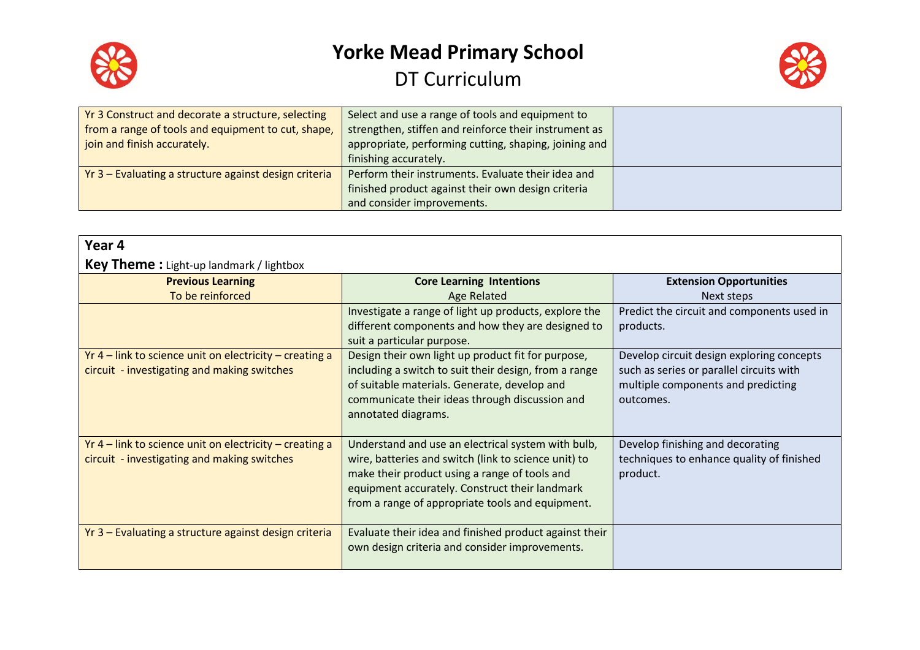| | | |
|---|---|---|
| Yr 3 Construct and decorate a structure, selecting from a range of tools and equipment to cut, shape, join and finish accurately. | Select and use a range of tools and equipment to strengthen, stiffen and reinforce their instrument as appropriate, performing cutting, shaping, joining and finishing accurately. | |
| Yr 3 – Evaluating a structure against design criteria | Perform their instruments. Evaluate their idea and finished product against their own design criteria and consider improvements. | |

**Year 4**

**Key Theme :** Light-up landmark / lightbox

| **Previous Learning** To be reinforced | **Core Learning Intentions** Age Related | **Extension Opportunities** Next steps |
|---|---|---|
| | Investigate a range of light up products, explore the different components and how they are designed to suit a particular purpose. | Predict the circuit and components used in products. |
| Yr 4 – link to science unit on electricity – creating a circuit - investigating and making switches | Design their own light up product fit for purpose, including a switch to suit their design, from a range of suitable materials. Generate, develop and communicate their ideas through discussion and annotated diagrams. | Develop circuit design exploring concepts such as series or parallel circuits with multiple components and predicting outcomes. |
| Yr 4 – link to science unit on electricity – creating a circuit - investigating and making switches | Understand and use an electrical system with bulb, wire, batteries and switch (link to science unit) to make their product using a range of tools and equipment accurately. Construct their landmark from a range of appropriate tools and equipment. | Develop finishing and decorating techniques to enhance quality of finished product. |
| Yr 3 – Evaluating a structure against design criteria | Evaluate their idea and finished product against their own design criteria and consider improvements. | |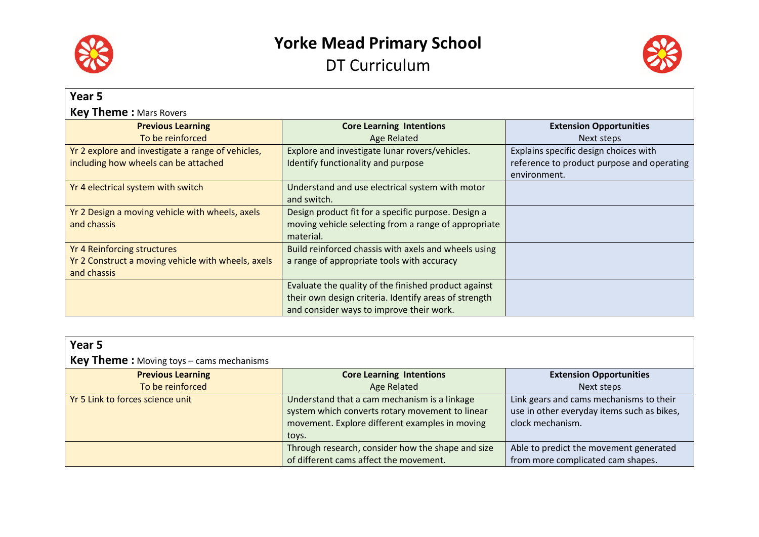# Yorke Mead Primary School

## DT Curriculum

**Year 5**

**Key Theme :** Mars Rovers

| **Previous Learning** To be reinforced | **Core Learning Intentions** Age Related | **Extension Opportunities** Next steps |
|---|---|---|
| Yr 2 explore and investigate a range of vehicles, including how wheels can be attached | Explore and investigate lunar rovers/vehicles. Identify functionality and purpose | Explains specific design choices with reference to product purpose and operating environment. |
| Yr 4 electrical system with switch | Understand and use electrical system with motor and switch. | |
| Yr 2 Design a moving vehicle with wheels, axels and chassis | Design product fit for a specific purpose. Design a moving vehicle selecting from a range of appropriate material. | |
| Yr 4 Reinforcing structures<br>Yr 2 Construct a moving vehicle with wheels, axels and chassis | Build reinforced chassis with axels and wheels using a range of appropriate tools with accuracy | |
| | Evaluate the quality of the finished product against their own design criteria. Identify areas of strength and consider ways to improve their work. | |

**Year 5**

**Key Theme :** Moving toys – cams mechanisms

| **Previous Learning** To be reinforced | **Core Learning Intentions** Age Related | **Extension Opportunities** Next steps |
|---|---|---|
| Yr 5 Link to forces science unit | Understand that a cam mechanism is a linkage system which converts rotary movement to linear movement. Explore different examples in moving toys. | Link gears and cams mechanisms to their use in other everyday items such as bikes, clock mechanism. |
| | Through research, consider how the shape and size of different cams affect the movement. | Able to predict the movement generated from more complicated cam shapes. |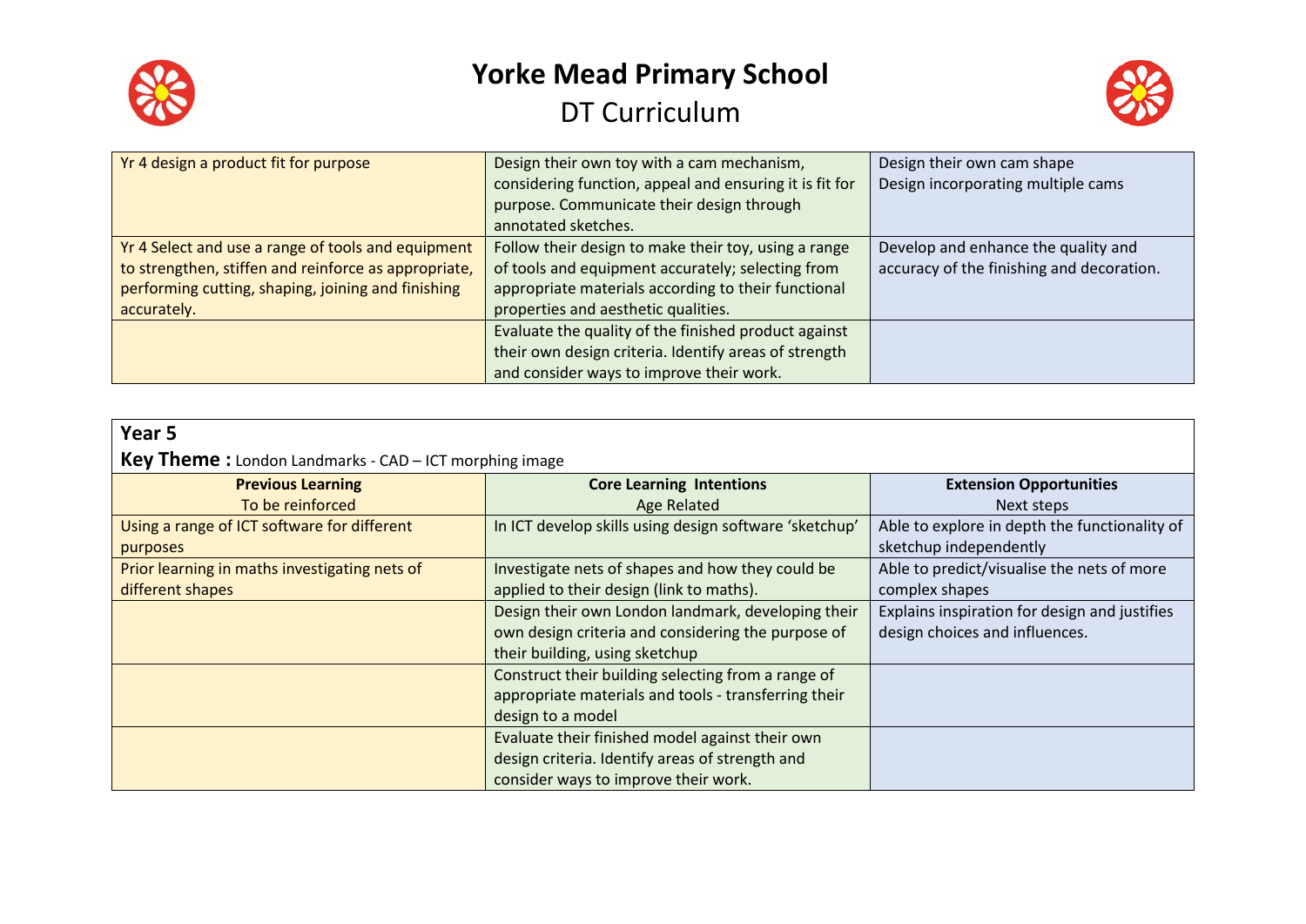# Yorke Mead Primary School

## DT Curriculum

| | | |
|---|---|---|
| Yr 4 design a product fit for purpose | Design their own toy with a cam mechanism, considering function, appeal and ensuring it is fit for purpose. Communicate their design through annotated sketches. | Design their own cam shape<br>Design incorporating multiple cams |
| Yr 4 Select and use a range of tools and equipment to strengthen, stiffen and reinforce as appropriate, performing cutting, shaping, joining and finishing accurately. | Follow their design to make their toy, using a range of tools and equipment accurately; selecting from appropriate materials according to their functional properties and aesthetic qualities. | Develop and enhance the quality and accuracy of the finishing and decoration. |
| | Evaluate the quality of the finished product against their own design criteria. Identify areas of strength and consider ways to improve their work. | |

**Year 5**

**Key Theme :** London Landmarks - CAD – ICT morphing image

| **Previous Learning**<br>To be reinforced | **Core Learning Intentions**<br>Age Related | **Extension Opportunities**<br>Next steps |
|---|---|---|
| Using a range of ICT software for different purposes | In ICT develop skills using design software 'sketchup' | Able to explore in depth the functionality of sketchup independently |
| Prior learning in maths investigating nets of different shapes | Investigate nets of shapes and how they could be applied to their design (link to maths). | Able to predict/visualise the nets of more complex shapes |
| | Design their own London landmark, developing their own design criteria and considering the purpose of their building, using sketchup | Explains inspiration for design and justifies design choices and influences. |
| | Construct their building selecting from a range of appropriate materials and tools - transferring their design to a model | |
| | Evaluate their finished model against their own design criteria. Identify areas of strength and consider ways to improve their work. | |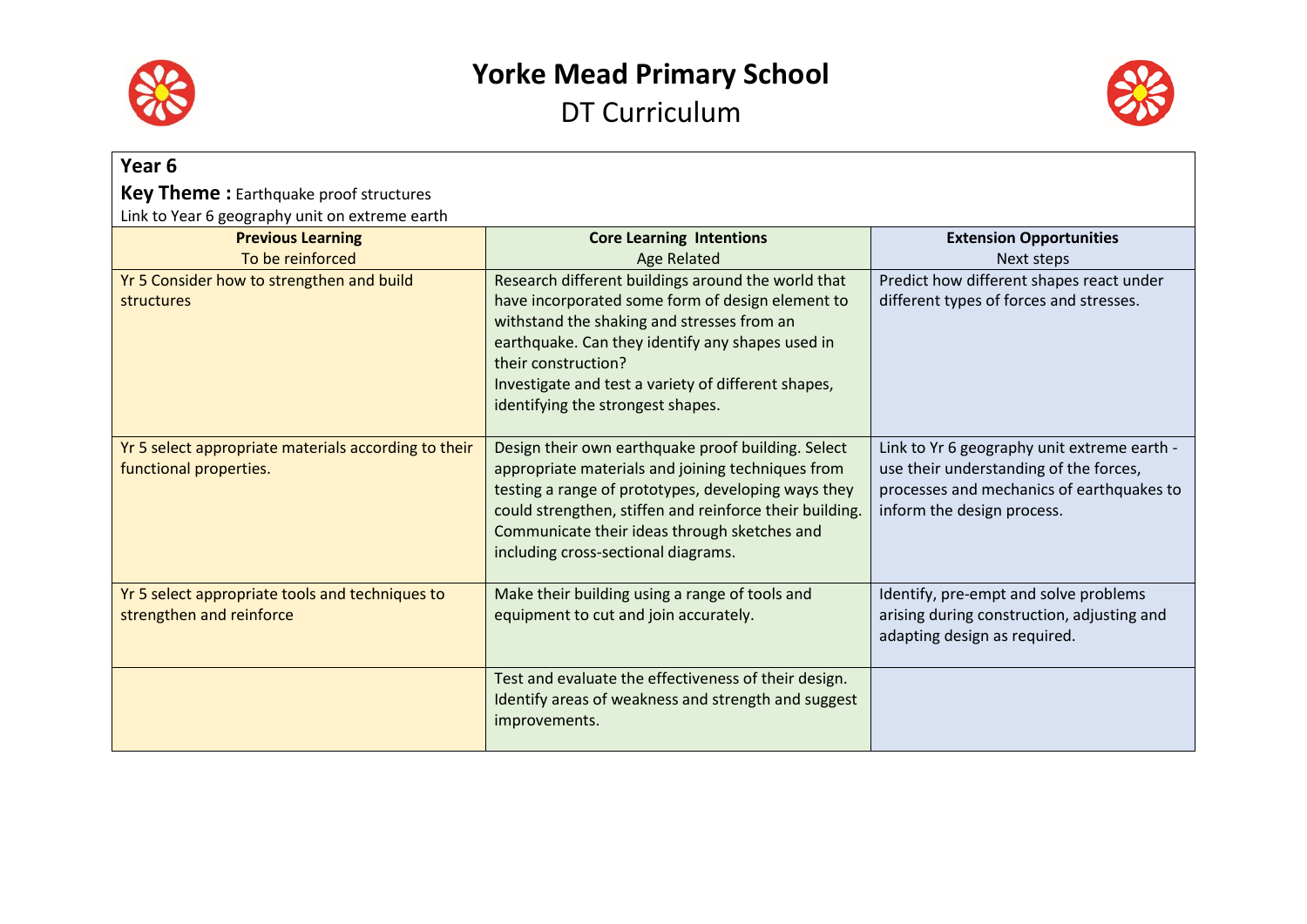# Yorke Mead Primary School

## DT Curriculum

**Year 6**

**Key Theme :** Earthquake proof structures

Link to Year 6 geography unit on extreme earth

| **Previous Learning**<br>To be reinforced | **Core Learning Intentions**<br>Age Related | **Extension Opportunities**<br>Next steps |
|---|---|---|
| Yr 5 Consider how to strengthen and build structures | Research different buildings around the world that have incorporated some form of design element to withstand the shaking and stresses from an earthquake. Can they identify any shapes used in their construction?<br>Investigate and test a variety of different shapes, identifying the strongest shapes. | Predict how different shapes react under different types of forces and stresses. |
| Yr 5 select appropriate materials according to their functional properties. | Design their own earthquake proof building. Select appropriate materials and joining techniques from testing a range of prototypes, developing ways they could strengthen, stiffen and reinforce their building. Communicate their ideas through sketches and including cross-sectional diagrams. | Link to Yr 6 geography unit extreme earth - use their understanding of the forces, processes and mechanics of earthquakes to inform the design process. |
| Yr 5 select appropriate tools and techniques to strengthen and reinforce | Make their building using a range of tools and equipment to cut and join accurately. | Identify, pre-empt and solve problems arising during construction, adjusting and adapting design as required. |
| | Test and evaluate the effectiveness of their design. Identify areas of weakness and strength and suggest improvements. | |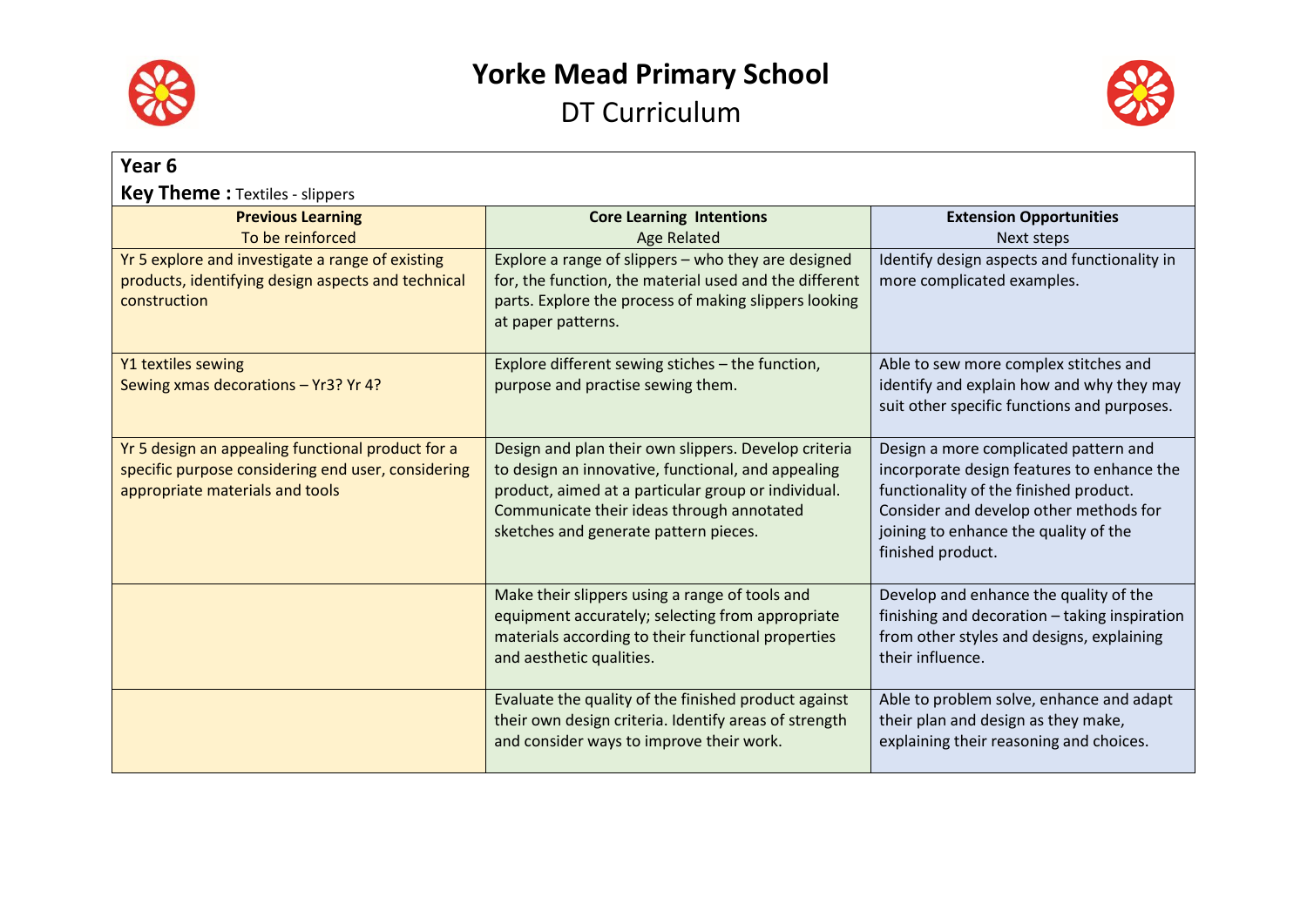# Yorke Mead Primary School

## DT Curriculum

**Year 6**

**Key Theme :** Textiles - slippers

| **Previous Learning** To be reinforced | **Core Learning Intentions** Age Related | **Extension Opportunities** Next steps |
|---|---|---|
| Yr 5 explore and investigate a range of existing products, identifying design aspects and technical construction | Explore a range of slippers – who they are designed for, the function, the material used and the different parts. Explore the process of making slippers looking at paper patterns. | Identify design aspects and functionality in more complicated examples. |
| Y1 textiles sewing<br>Sewing xmas decorations – Yr3? Yr 4? | Explore different sewing stiches – the function, purpose and practise sewing them. | Able to sew more complex stitches and identify and explain how and why they may suit other specific functions and purposes. |
| Yr 5 design an appealing functional product for a specific purpose considering end user, considering appropriate materials and tools | Design and plan their own slippers. Develop criteria to design an innovative, functional, and appealing product, aimed at a particular group or individual. Communicate their ideas through annotated sketches and generate pattern pieces. | Design a more complicated pattern and incorporate design features to enhance the functionality of the finished product. Consider and develop other methods for joining to enhance the quality of the finished product. |
| | Make their slippers using a range of tools and equipment accurately; selecting from appropriate materials according to their functional properties and aesthetic qualities. | Develop and enhance the quality of the finishing and decoration – taking inspiration from other styles and designs, explaining their influence. |
| | Evaluate the quality of the finished product against their own design criteria. Identify areas of strength and consider ways to improve their work. | Able to problem solve, enhance and adapt their plan and design as they make, explaining their reasoning and choices. |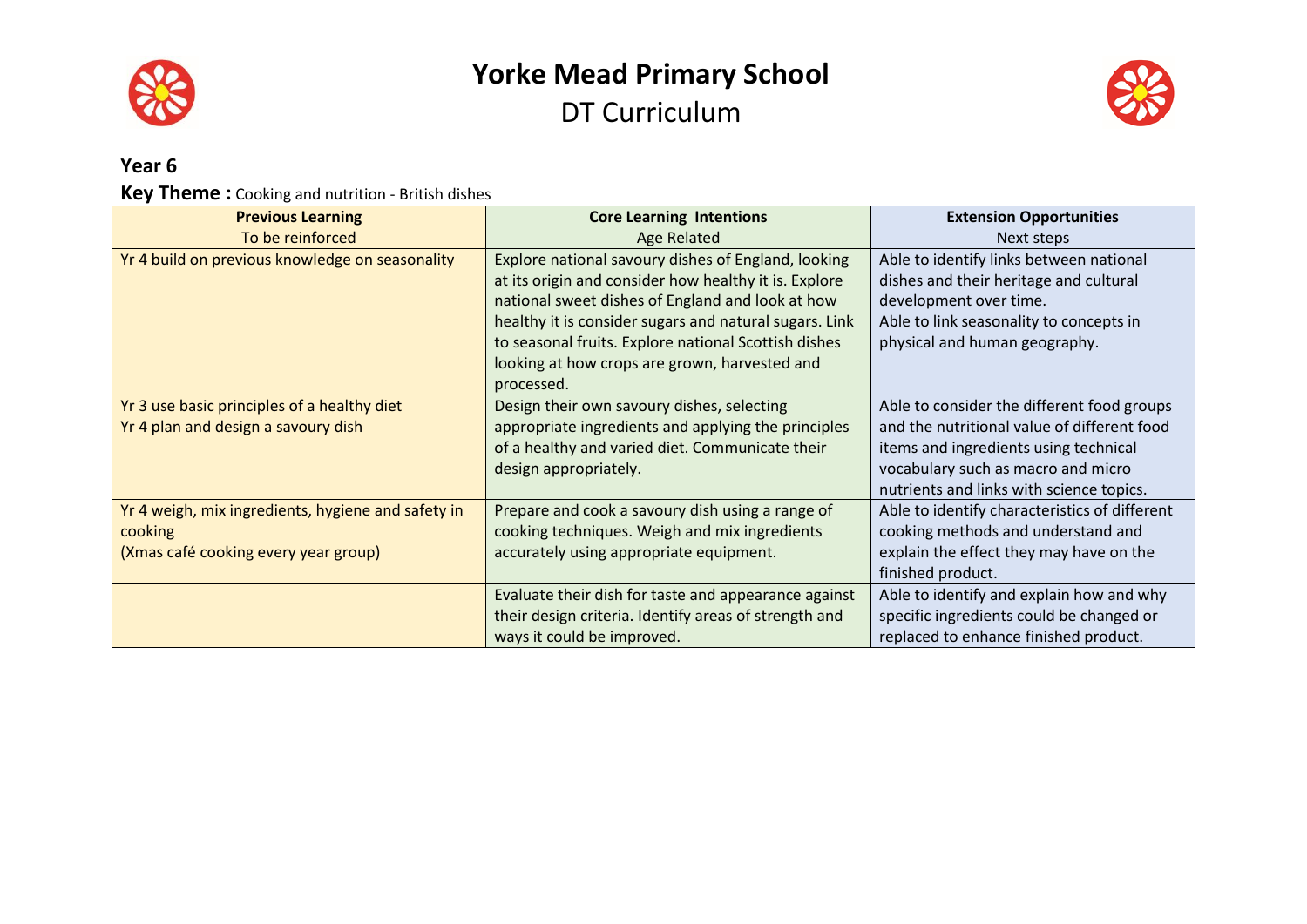# Yorke Mead Primary School

## DT Curriculum

**Year 6**

**Key Theme :** Cooking and nutrition - British dishes

| **Previous Learning**<br>To be reinforced | **Core Learning Intentions**<br>Age Related | **Extension Opportunities**<br>Next steps |
|---|---|---|
| Yr 4 build on previous knowledge on seasonality | Explore national savoury dishes of England, looking at its origin and consider how healthy it is. Explore national sweet dishes of England and look at how healthy it is consider sugars and natural sugars. Link to seasonal fruits. Explore national Scottish dishes looking at how crops are grown, harvested and processed. | Able to identify links between national dishes and their heritage and cultural development over time.<br>Able to link seasonality to concepts in physical and human geography. |
| Yr 3 use basic principles of a healthy diet<br>Yr 4 plan and design a savoury dish | Design their own savoury dishes, selecting appropriate ingredients and applying the principles of a healthy and varied diet. Communicate their design appropriately. | Able to consider the different food groups and the nutritional value of different food items and ingredients using technical vocabulary such as macro and micro nutrients and links with science topics. |
| Yr 4 weigh, mix ingredients, hygiene and safety in cooking<br>(Xmas café cooking every year group) | Prepare and cook a savoury dish using a range of cooking techniques. Weigh and mix ingredients accurately using appropriate equipment. | Able to identify characteristics of different cooking methods and understand and explain the effect they may have on the finished product. |
| | Evaluate their dish for taste and appearance against their design criteria. Identify areas of strength and ways it could be improved. | Able to identify and explain how and why specific ingredients could be changed or replaced to enhance finished product. |